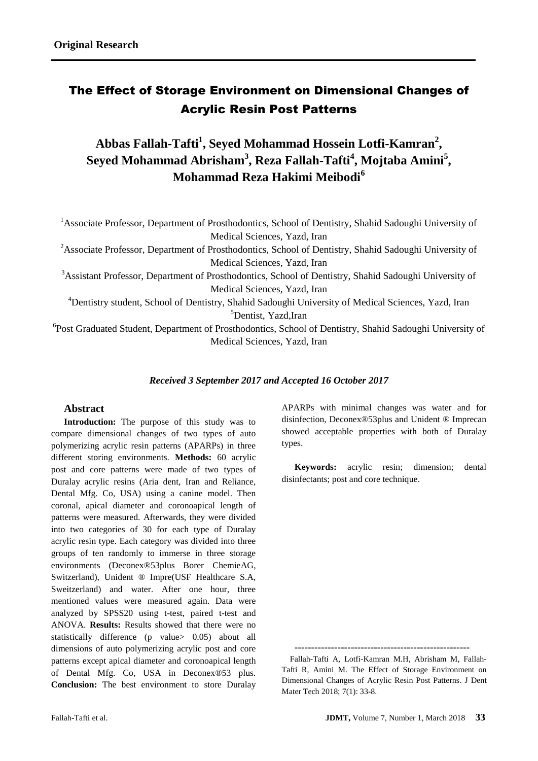**Original Research**

# The Effect of Storage Environment on Dimensional Changes of Acrylic Resin Post Patterns

**Abbas Fallah-Tafti[1], Seyed Mohammad Hossein Lotfi-Kamran[2], Seyed Mohammad Abrisham[3], Reza Fallah-Tafti[4], Mojtaba Amini[5], Mohammad Reza Hakimi Meibodi[6]**

[1]Associate Professor, Department of Prosthodontics, School of Dentistry, Shahid Sadoughi University of Medical Sciences, Yazd, Iran

[2]Associate Professor, Department of Prosthodontics, School of Dentistry, Shahid Sadoughi University of Medical Sciences, Yazd, Iran

[3]Assistant Professor, Department of Prosthodontics, School of Dentistry, Shahid Sadoughi University of Medical Sciences, Yazd, Iran

[4]Dentistry student, School of Dentistry, Shahid Sadoughi University of Medical Sciences, Yazd, Iran

[5]Dentist, Yazd,Iran

[6]Post Graduated Student, Department of Prosthodontics, School of Dentistry, Shahid Sadoughi University of Medical Sciences, Yazd, Iran

***Received 3 September 2017 and Accepted 16 October 2017***

## Abstract

**Introduction:** The purpose of this study was to compare dimensional changes of two types of auto polymerizing acrylic resin patterns (APARPs) in three different storing environments. **Methods:** 60 acrylic post and core patterns were made of two types of Duralay acrylic resins (Aria dent, Iran and Reliance, Dental Mfg. Co, USA) using a canine model. Then coronal, apical diameter and coronoapical length of patterns were measured. Afterwards, they were divided into two categories of 30 for each type of Duralay acrylic resin type. Each category was divided into three groups of ten randomly to immerse in three storage environments (Deconex®53plus Borer ChemieAG, Switzerland), Unident ® Impre(USF Healthcare S.A, Sweitzerland) and water. After one hour, three mentioned values were measured again. Data were analyzed by SPSS20 using t-test, paired t-test and ANOVA. **Results:** Results showed that there were no statistically difference (p value> 0.05) about all dimensions of auto polymerizing acrylic post and core patterns except apical diameter and coronoapical length of Dental Mfg. Co, USA in Deconex®53 plus. **Conclusion:** The best environment to store Duralay APARPs with minimal changes was water and for disinfection, Deconex®53plus and Unident ® Imprecan showed acceptable properties with both of Duralay types.

**Keywords:** acrylic resin; dimension; dental disinfectants; post and core technique.

-----------------------------------------------------

Fallah-Tafti A, Lotfi-Kamran M.H, Abrisham M, Fallah-Tafti R, Amini M. The Effect of Storage Environment on Dimensional Changes of Acrylic Resin Post Patterns. J Dent Mater Tech 2018; 7(1): 33-8.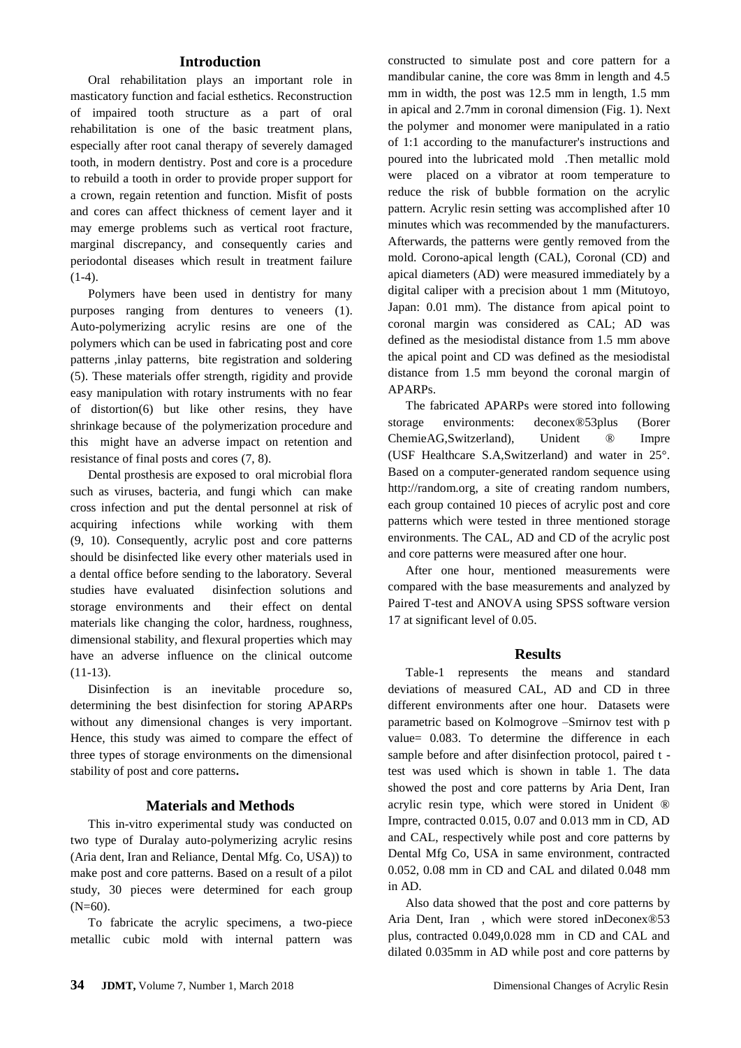## Introduction

Oral rehabilitation plays an important role in masticatory function and facial esthetics. Reconstruction of impaired tooth structure as a part of oral rehabilitation is one of the basic treatment plans, especially after root canal therapy of severely damaged tooth, in modern dentistry. Post and core is a procedure to rebuild a tooth in order to provide proper support for a crown, regain retention and function. Misfit of posts and cores can affect thickness of cement layer and it may emerge problems such as vertical root fracture, marginal discrepancy, and consequently caries and periodontal diseases which result in treatment failure (1-4).

Polymers have been used in dentistry for many purposes ranging from dentures to veneers (1). Auto-polymerizing acrylic resins are one of the polymers which can be used in fabricating post and core patterns ,inlay patterns, bite registration and soldering (5). These materials offer strength, rigidity and provide easy manipulation with rotary instruments with no fear of distortion(6) but like other resins, they have shrinkage because of the polymerization procedure and this might have an adverse impact on retention and resistance of final posts and cores (7, 8).

Dental prosthesis are exposed to oral microbial flora such as viruses, bacteria, and fungi which can make cross infection and put the dental personnel at risk of acquiring infections while working with them (9, 10). Consequently, acrylic post and core patterns should be disinfected like every other materials used in a dental office before sending to the laboratory. Several studies have evaluated disinfection solutions and storage environments and their effect on dental materials like changing the color, hardness, roughness, dimensional stability, and flexural properties which may have an adverse influence on the clinical outcome (11-13).

Disinfection is an inevitable procedure so, determining the best disinfection for storing APARPs without any dimensional changes is very important. Hence, this study was aimed to compare the effect of three types of storage environments on the dimensional stability of post and core patterns**.**

## Materials and Methods

This in-vitro experimental study was conducted on two type of Duralay auto-polymerizing acrylic resins (Aria dent, Iran and Reliance, Dental Mfg. Co, USA)) to make post and core patterns. Based on a result of a pilot study, 30 pieces were determined for each group (N=60).

To fabricate the acrylic specimens, a two-piece metallic cubic mold with internal pattern was constructed to simulate post and core pattern for a mandibular canine, the core was 8mm in length and 4.5 mm in width, the post was 12.5 mm in length, 1.5 mm in apical and 2.7mm in coronal dimension (Fig. 1). Next the polymer and monomer were manipulated in a ratio of 1:1 according to the manufacturer's instructions and poured into the lubricated mold .Then metallic mold were placed on a vibrator at room temperature to reduce the risk of bubble formation on the acrylic pattern. Acrylic resin setting was accomplished after 10 minutes which was recommended by the manufacturers. Afterwards, the patterns were gently removed from the mold. Corono-apical length (CAL), Coronal (CD) and apical diameters (AD) were measured immediately by a digital caliper with a precision about 1 mm (Mitutoyo, Japan: 0.01 mm). The distance from apical point to coronal margin was considered as CAL; AD was defined as the mesiodistal distance from 1.5 mm above the apical point and CD was defined as the mesiodistal distance from 1.5 mm beyond the coronal margin of APARPs.

The fabricated APARPs were stored into following storage environments: deconex®53plus (Borer ChemieAG,Switzerland), Unident ® Impre (USF Healthcare S.A,Switzerland) and water in 25°. Based on a computer-generated random sequence using http://random.org, a site of creating random numbers, each group contained 10 pieces of acrylic post and core patterns which were tested in three mentioned storage environments. The CAL, AD and CD of the acrylic post and core patterns were measured after one hour.

After one hour, mentioned measurements were compared with the base measurements and analyzed by Paired T-test and ANOVA using SPSS software version 17 at significant level of 0.05.

## Results

Table-1 represents the means and standard deviations of measured CAL, AD and CD in three different environments after one hour. Datasets were parametric based on Kolmogrove –Smirnov test with p value= 0.083. To determine the difference in each sample before and after disinfection protocol, paired t - test was used which is shown in table 1. The data showed the post and core patterns by Aria Dent, Iran acrylic resin type, which were stored in Unident ® Impre, contracted 0.015, 0.07 and 0.013 mm in CD, AD and CAL, respectively while post and core patterns by Dental Mfg Co, USA in same environment, contracted 0.052, 0.08 mm in CD and CAL and dilated 0.048 mm in AD.

Also data showed that the post and core patterns by Aria Dent, Iran , which were stored inDeconex®53 plus, contracted 0.049,0.028 mm in CD and CAL and dilated 0.035mm in AD while post and core patterns by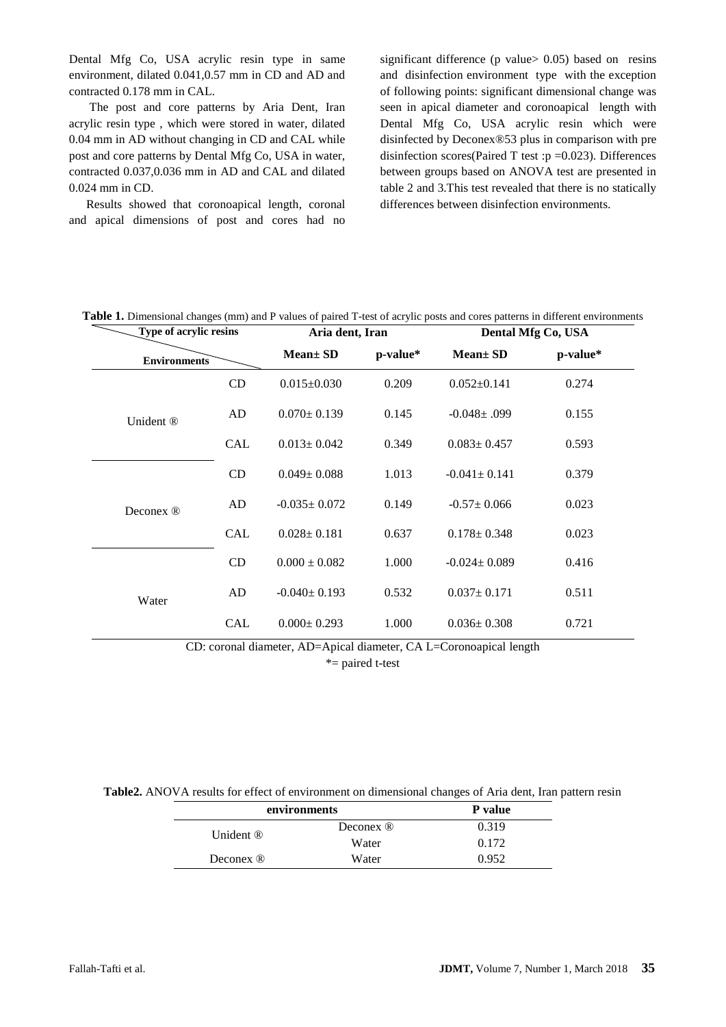Dental Mfg Co, USA acrylic resin type in same environment, dilated 0.041,0.57 mm in CD and AD and contracted 0.178 mm in CAL.

The post and core patterns by Aria Dent, Iran acrylic resin type , which were stored in water, dilated 0.04 mm in AD without changing in CD and CAL while post and core patterns by Dental Mfg Co, USA in water, contracted 0.037,0.036 mm in AD and CAL and dilated 0.024 mm in CD.

Results showed that coronoapical length, coronal and apical dimensions of post and cores had no significant difference (p value> 0.05) based on resins and disinfection environment type with the exception of following points: significant dimensional change was seen in apical diameter and coronoapical length with Dental Mfg Co, USA acrylic resin which were disinfected by Deconex®53 plus in comparison with pre disinfection scores(Paired T test :p =0.023). Differences between groups based on ANOVA test are presented in table 2 and 3.This test revealed that there is no statically differences between disinfection environments.

**Table 1.** Dimensional changes (mm) and P values of paired T-test of acrylic posts and cores patterns in different environments

| Type of acrylic resins / Environments | | Aria dent, Iran | | Dental Mfg Co, USA | |
|---|---|---|---|---|---|
| | | **Mean± SD** | **p-value*** | **Mean± SD** | **p-value*** |
| Unident ® | CD | 0.015±0.030 | 0.209 | 0.052±0.141 | 0.274 |
| | AD | 0.070± 0.139 | 0.145 | -0.048± .099 | 0.155 |
| | CAL | 0.013± 0.042 | 0.349 | 0.083± 0.457 | 0.593 |
| Deconex ® | CD | 0.049± 0.088 | 1.013 | -0.041± 0.141 | 0.379 |
| | AD | -0.035± 0.072 | 0.149 | -0.57± 0.066 | 0.023 |
| | CAL | 0.028± 0.181 | 0.637 | 0.178± 0.348 | 0.023 |
| Water | CD | 0.000 ± 0.082 | 1.000 | -0.024± 0.089 | 0.416 |
| | AD | -0.040± 0.193 | 0.532 | 0.037± 0.171 | 0.511 |
| | CAL | 0.000± 0.293 | 1.000 | 0.036± 0.308 | 0.721 |

CD: coronal diameter, AD=Apical diameter, CA L=Coronoapical length

*= paired t-test

**Table2.** ANOVA results for effect of environment on dimensional changes of Aria dent, Iran pattern resin

| environments | | P value |
|---|---|---|
| Unident ® | Deconex ® | 0.319 |
| | Water | 0.172 |
| Deconex ® | Water | 0.952 |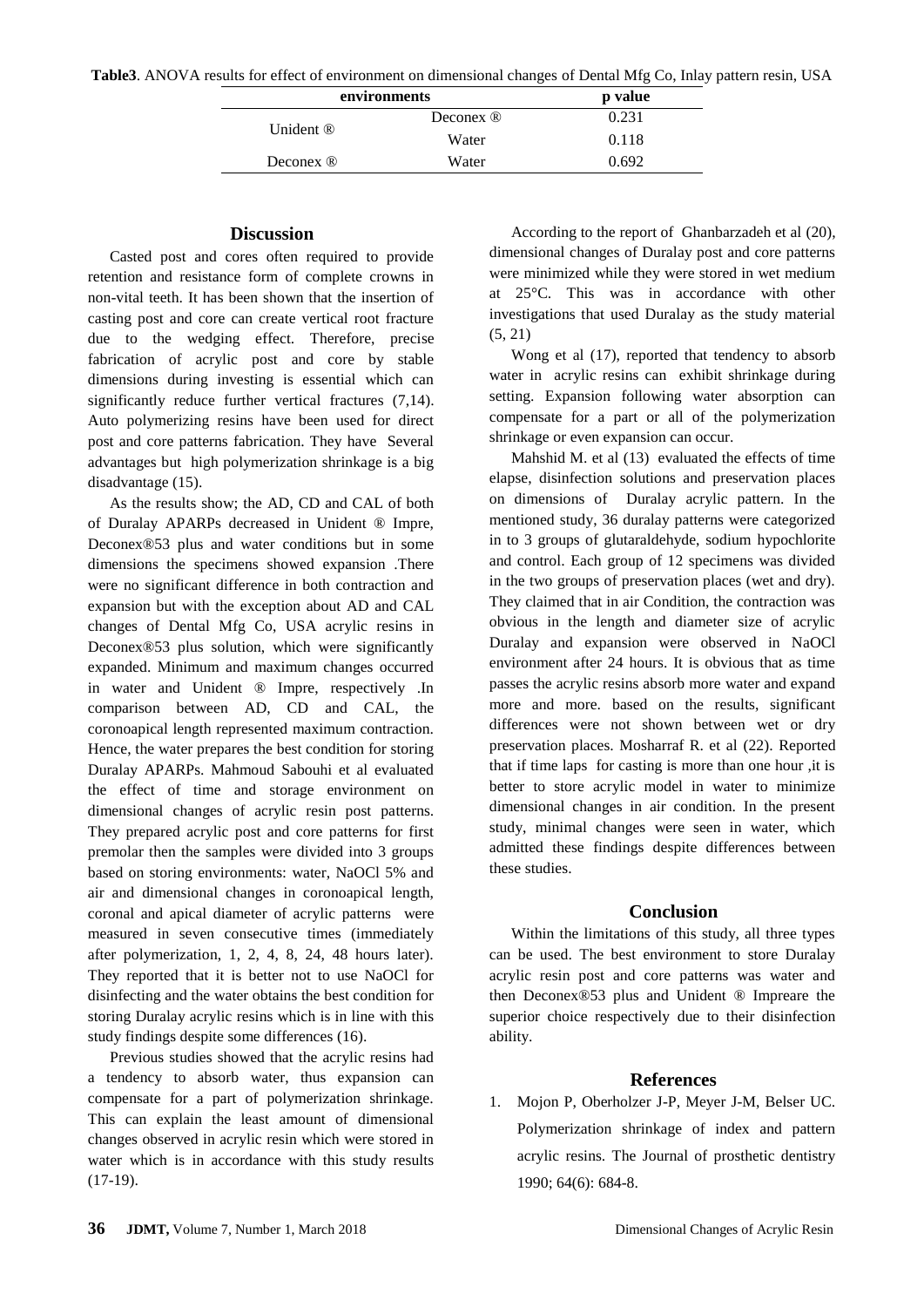**Table3**. ANOVA results for effect of environment on dimensional changes of Dental Mfg Co, Inlay pattern resin, USA

| environments | | p value |
|---|---|---|
| Unident ® | Deconex ® | 0.231 |
| | Water | 0.118 |
| Deconex ® | Water | 0.692 |

## Discussion

Casted post and cores often required to provide retention and resistance form of complete crowns in non-vital teeth. It has been shown that the insertion of casting post and core can create vertical root fracture due to the wedging effect. Therefore, precise fabrication of acrylic post and core by stable dimensions during investing is essential which can significantly reduce further vertical fractures (7,14). Auto polymerizing resins have been used for direct post and cores patterns fabrication. They have Several advantages but high polymerization shrinkage is a big disadvantage (15).

As the results show; the AD, CD and CAL of both of Duralay APARPs decreased in Unident ® Impre, Deconex®53 plus and water conditions but in some dimensions the specimens showed expansion .There were no significant difference in both contraction and expansion but with the exception about AD and CAL changes of Dental Mfg Co, USA acrylic resins in Deconex®53 plus solution, which were significantly expanded. Minimum and maximum changes occurred in water and Unident ® Impre, respectively .In comparison between AD, CD and CAL, the coronoapical length represented maximum contraction. Hence, the water prepares the best condition for storing Duralay APARPs. Mahmoud Sabouhi et al evaluated the effect of time and storage environment on dimensional changes of acrylic resin post patterns. They prepared acrylic post and core patterns for first premolar then the samples were divided into 3 groups based on storing environments: water, NaOCl 5% and air and dimensional changes in coronoapical length, coronal and apical diameter of acrylic patterns were measured in seven consecutive times (immediately after polymerization, 1, 2, 4, 8, 24, 48 hours later). They reported that it is better not to use NaOCl for disinfecting and the water obtains the best condition for storing Duralay acrylic resins which is in line with this study findings despite some differences (16).

Previous studies showed that the acrylic resins had a tendency to absorb water, thus expansion can compensate for a part of polymerization shrinkage. This can explain the least amount of dimensional changes observed in acrylic resin which were stored in water which is in accordance with this study results (17-19).

According to the report of Ghanbarzadeh et al (20), dimensional changes of Duralay post and core patterns were minimized while they were stored in wet medium at 25°C. This was in accordance with other investigations that used Duralay as the study material (5, 21)

Wong et al (17), reported that tendency to absorb water in acrylic resins can exhibit shrinkage during setting. Expansion following water absorption can compensate for a part or all of the polymerization shrinkage or even expansion can occur.

Mahshid M. et al (13) evaluated the effects of time elapse, disinfection solutions and preservation places on dimensions of Duralay acrylic pattern. In the mentioned study, 36 duralay patterns were categorized in to 3 groups of glutaraldehyde, sodium hypochlorite and control. Each group of 12 specimens was divided in the two groups of preservation places (wet and dry). They claimed that in air Condition, the contraction was obvious in the length and diameter size of acrylic Duralay and expansion were observed in NaOCl environment after 24 hours. It is obvious that as time passes the acrylic resins absorb more water and expand more and more. based on the results, significant differences were not shown between wet or dry preservation places. Mosharraf R. et al (22). Reported that if time laps for casting is more than one hour ,it is better to store acrylic model in water to minimize dimensional changes in air condition. In the present study, minimal changes were seen in water, which admitted these findings despite differences between these studies.

## Conclusion

Within the limitations of this study, all three types can be used. The best environment to store Duralay acrylic resin post and core patterns was water and then Deconex®53 plus and Unident ® Impreare the superior choice respectively due to their disinfection ability.

## References

1. Mojon P, Oberholzer J-P, Meyer J-M, Belser UC. Polymerization shrinkage of index and pattern acrylic resins. The Journal of prosthetic dentistry 1990; 64(6): 684-8.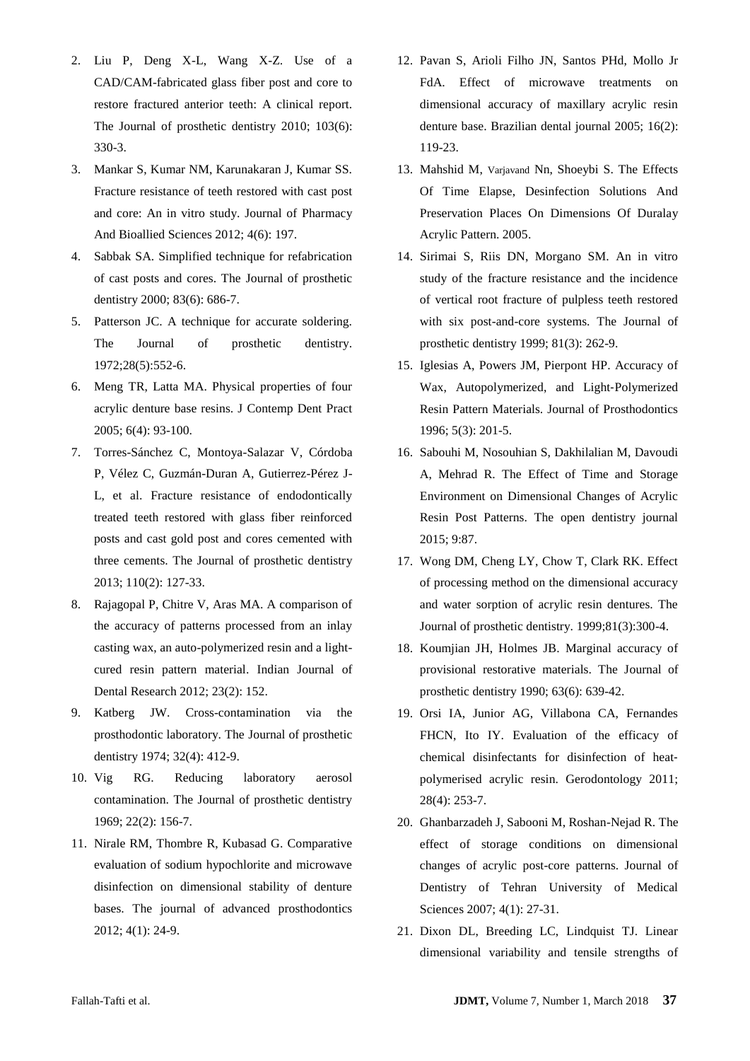2. Liu P, Deng X-L, Wang X-Z. Use of a CAD/CAM-fabricated glass fiber post and core to restore fractured anterior teeth: A clinical report. The Journal of prosthetic dentistry 2010; 103(6): 330-3.
3. Mankar S, Kumar NM, Karunakaran J, Kumar SS. Fracture resistance of teeth restored with cast post and core: An in vitro study. Journal of Pharmacy And Bioallied Sciences 2012; 4(6): 197.
4. Sabbak SA. Simplified technique for refabrication of cast posts and cores. The Journal of prosthetic dentistry 2000; 83(6): 686-7.
5. Patterson JC. A technique for accurate soldering. The Journal of prosthetic dentistry. 1972;28(5):552-6.
6. Meng TR, Latta MA. Physical properties of four acrylic denture base resins. J Contemp Dent Pract 2005; 6(4): 93-100.
7. Torres-Sánchez C, Montoya-Salazar V, Córdoba P, Vélez C, Guzmán-Duran A, Gutierrez-Pérez J-L, et al. Fracture resistance of endodontically treated teeth restored with glass fiber reinforced posts and cast gold post and cores cemented with three cements. The Journal of prosthetic dentistry 2013; 110(2): 127-33.
8. Rajagopal P, Chitre V, Aras MA. A comparison of the accuracy of patterns processed from an inlay casting wax, an auto-polymerized resin and a light-cured resin pattern material. Indian Journal of Dental Research 2012; 23(2): 152.
9. Katberg JW. Cross-contamination via the prosthodontic laboratory. The Journal of prosthetic dentistry 1974; 32(4): 412-9.
10. Vig RG. Reducing laboratory aerosol contamination. The Journal of prosthetic dentistry 1969; 22(2): 156-7.
11. Nirale RM, Thombre R, Kubasad G. Comparative evaluation of sodium hypochlorite and microwave disinfection on dimensional stability of denture bases. The journal of advanced prosthodontics 2012; 4(1): 24-9.
12. Pavan S, Arioli Filho JN, Santos PHd, Mollo Jr FdA. Effect of microwave treatments on dimensional accuracy of maxillary acrylic resin denture base. Brazilian dental journal 2005; 16(2): 119-23.
13. Mahshid M, Varjavand Nn, Shoeybi S. The Effects Of Time Elapse, Desinfection Solutions And Preservation Places On Dimensions Of Duralay Acrylic Pattern. 2005.
14. Sirimai S, Riis DN, Morgano SM. An in vitro study of the fracture resistance and the incidence of vertical root fracture of pulpless teeth restored with six post-and-core systems. The Journal of prosthetic dentistry 1999; 81(3): 262-9.
15. Iglesias A, Powers JM, Pierpont HP. Accuracy of Wax, Autopolymerized, and Light-Polymerized Resin Pattern Materials. Journal of Prosthodontics 1996; 5(3): 201-5.
16. Sabouhi M, Nosouhian S, Dakhilalian M, Davoudi A, Mehrad R. The Effect of Time and Storage Environment on Dimensional Changes of Acrylic Resin Post Patterns. The open dentistry journal 2015; 9:87.
17. Wong DM, Cheng LY, Chow T, Clark RK. Effect of processing method on the dimensional accuracy and water sorption of acrylic resin dentures. The Journal of prosthetic dentistry. 1999;81(3):300-4.
18. Koumjian JH, Holmes JB. Marginal accuracy of provisional restorative materials. The Journal of prosthetic dentistry 1990; 63(6): 639-42.
19. Orsi IA, Junior AG, Villabona CA, Fernandes FHCN, Ito IY. Evaluation of the efficacy of chemical disinfectants for disinfection of heat-polymerised acrylic resin. Gerodontology 2011; 28(4): 253-7.
20. Ghanbarzadeh J, Sabooni M, Roshan-Nejad R. The effect of storage conditions on dimensional changes of acrylic post-core patterns. Journal of Dentistry of Tehran University of Medical Sciences 2007; 4(1): 27-31.
21. Dixon DL, Breeding LC, Lindquist TJ. Linear dimensional variability and tensile strengths of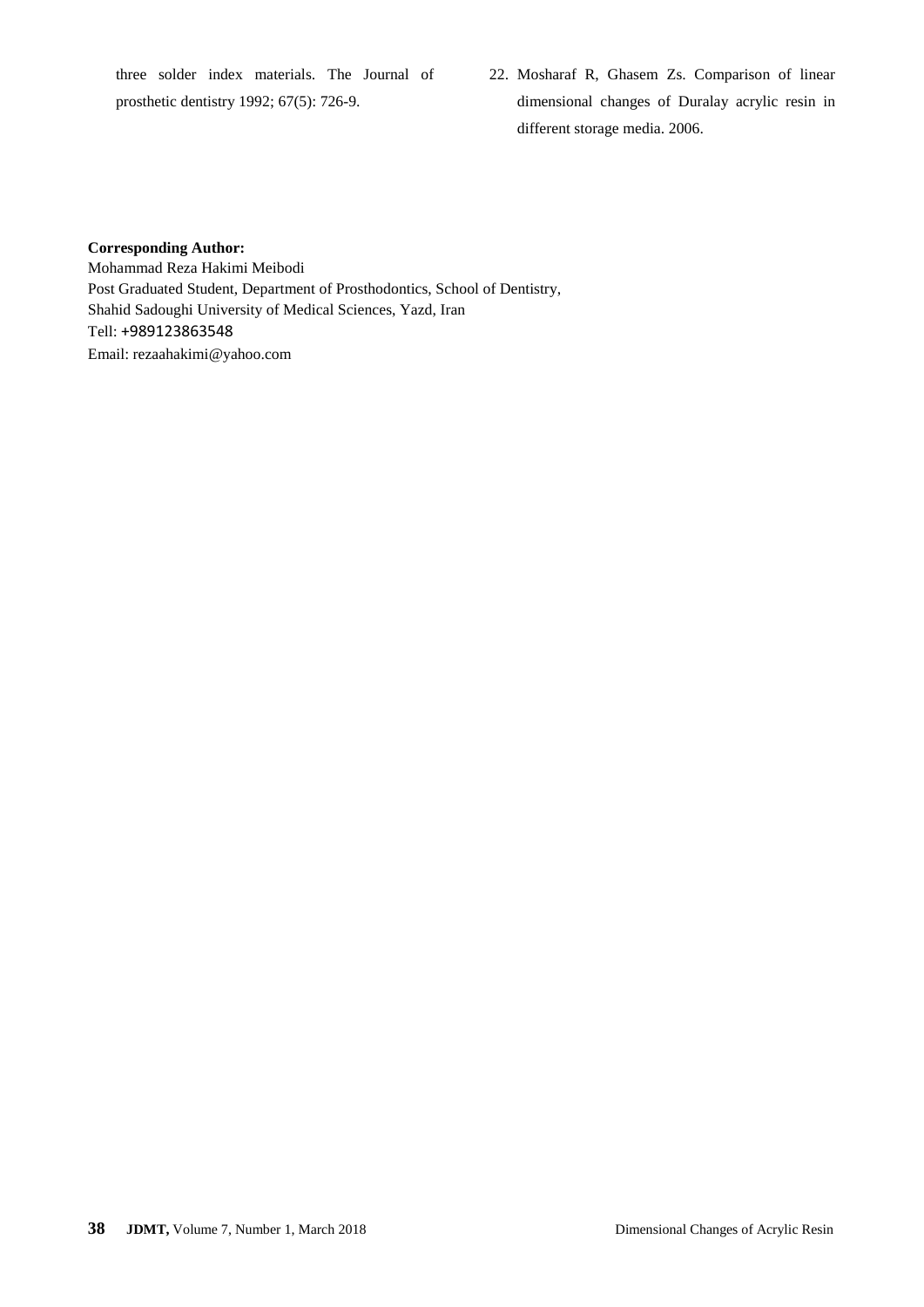three solder index materials. The Journal of prosthetic dentistry 1992; 67(5): 726-9.

22. Mosharaf R, Ghasem Zs. Comparison of linear dimensional changes of Duralay acrylic resin in different storage media. 2006.

**Corresponding Author:**

Mohammad Reza Hakimi Meibodi
Post Graduated Student, Department of Prosthodontics, School of Dentistry,
Shahid Sadoughi University of Medical Sciences, Yazd, Iran
Tell: +989123863548
Email: rezaahakimi@yahoo.com